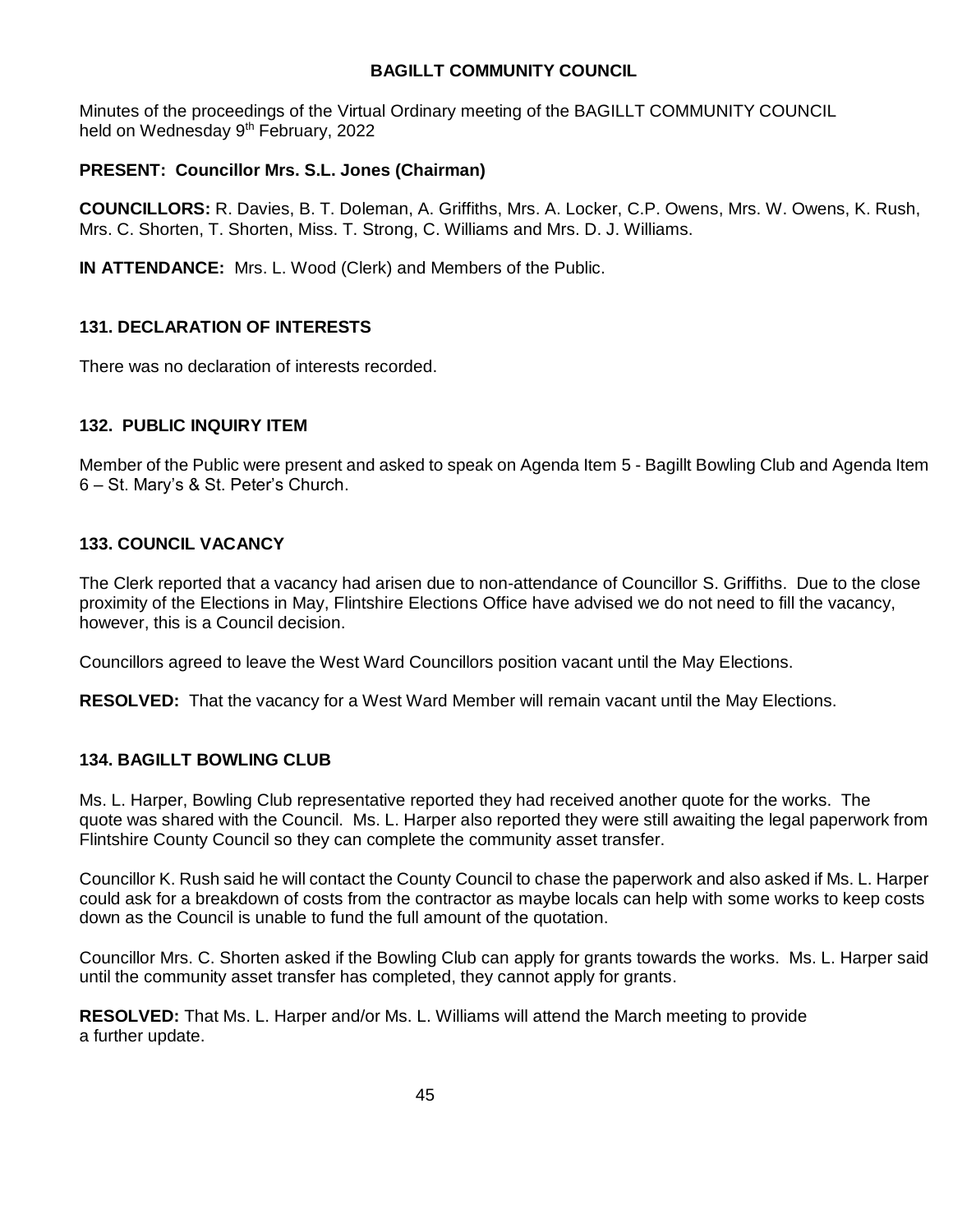# BAGILLT COMMUNITY COUNCIL

Minutes of the proceedings of the Virtual Ordinary meeting of the BAGILLT COMMUNITY COUNCIL held on Wednesday 9th February, 2022

**PRESENT: Councillor Mrs. S.L. Jones (Chairman)**

**COUNCILLORS:** R. Davies, B. T. Doleman, A. Griffiths, Mrs. A. Locker, C.P. Owens, Mrs. W. Owens, K. Rush, Mrs. C. Shorten, T. Shorten, Miss. T. Strong, C. Williams and Mrs. D. J. Williams.

**IN ATTENDANCE:** Mrs. L. Wood (Clerk) and Members of the Public.

## 131. DECLARATION OF INTERESTS

There was no declaration of interests recorded.

## 132. PUBLIC INQUIRY ITEM

Member of the Public were present and asked to speak on Agenda Item 5 - Bagillt Bowling Club and Agenda Item 6 – St. Mary's & St. Peter's Church.

## 133. COUNCIL VACANCY

The Clerk reported that a vacancy had arisen due to non-attendance of Councillor S. Griffiths. Due to the close proximity of the Elections in May, Flintshire Elections Office have advised we do not need to fill the vacancy, however, this is a Council decision.

Councillors agreed to leave the West Ward Councillors position vacant until the May Elections.

**RESOLVED:** That the vacancy for a West Ward Member will remain vacant until the May Elections.

## 134. BAGILLT BOWLING CLUB

Ms. L. Harper, Bowling Club representative reported they had received another quote for the works. The quote was shared with the Council. Ms. L. Harper also reported they were still awaiting the legal paperwork from Flintshire County Council so they can complete the community asset transfer.

Councillor K. Rush said he will contact the County Council to chase the paperwork and also asked if Ms. L. Harper could ask for a breakdown of costs from the contractor as maybe locals can help with some works to keep costs down as the Council is unable to fund the full amount of the quotation.

Councillor Mrs. C. Shorten asked if the Bowling Club can apply for grants towards the works. Ms. L. Harper said until the community asset transfer has completed, they cannot apply for grants.

**RESOLVED:** That Ms. L. Harper and/or Ms. L. Williams will attend the March meeting to provide a further update.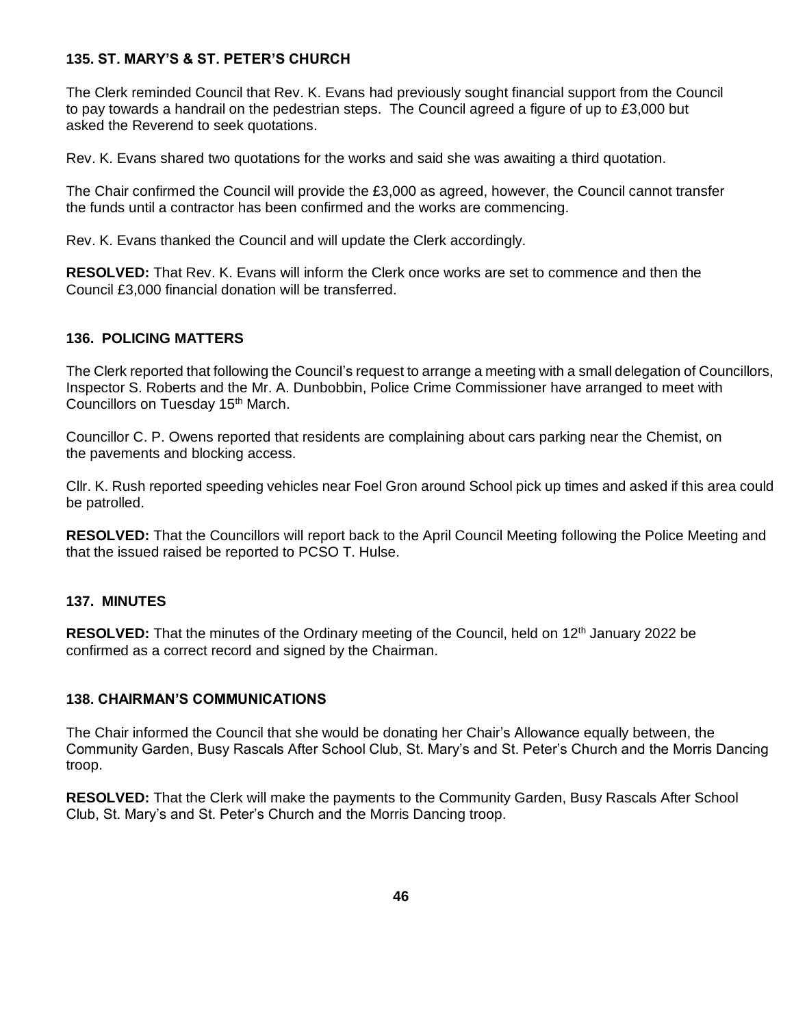### 135. ST. MARY'S & ST. PETER'S CHURCH

The Clerk reminded Council that Rev. K. Evans had previously sought financial support from the Council to pay towards a handrail on the pedestrian steps. The Council agreed a figure of up to £3,000 but asked the Reverend to seek quotations.

Rev. K. Evans shared two quotations for the works and said she was awaiting a third quotation.

The Chair confirmed the Council will provide the £3,000 as agreed, however, the Council cannot transfer the funds until a contractor has been confirmed and the works are commencing.

Rev. K. Evans thanked the Council and will update the Clerk accordingly.

**RESOLVED:** That Rev. K. Evans will inform the Clerk once works are set to commence and then the Council £3,000 financial donation will be transferred.

### 136. POLICING MATTERS

The Clerk reported that following the Council's request to arrange a meeting with a small delegation of Councillors, Inspector S. Roberts and the Mr. A. Dunbobbin, Police Crime Commissioner have arranged to meet with Councillors on Tuesday 15th March.

Councillor C. P. Owens reported that residents are complaining about cars parking near the Chemist, on the pavements and blocking access.

Cllr. K. Rush reported speeding vehicles near Foel Gron around School pick up times and asked if this area could be patrolled.

**RESOLVED:** That the Councillors will report back to the April Council Meeting following the Police Meeting and that the issued raised be reported to PCSO T. Hulse.

### 137. MINUTES

**RESOLVED:** That the minutes of the Ordinary meeting of the Council, held on 12th January 2022 be confirmed as a correct record and signed by the Chairman.

### 138. CHAIRMAN'S COMMUNICATIONS

The Chair informed the Council that she would be donating her Chair's Allowance equally between, the Community Garden, Busy Rascals After School Club, St. Mary's and St. Peter's Church and the Morris Dancing troop.

**RESOLVED:** That the Clerk will make the payments to the Community Garden, Busy Rascals After School Club, St. Mary's and St. Peter's Church and the Morris Dancing troop.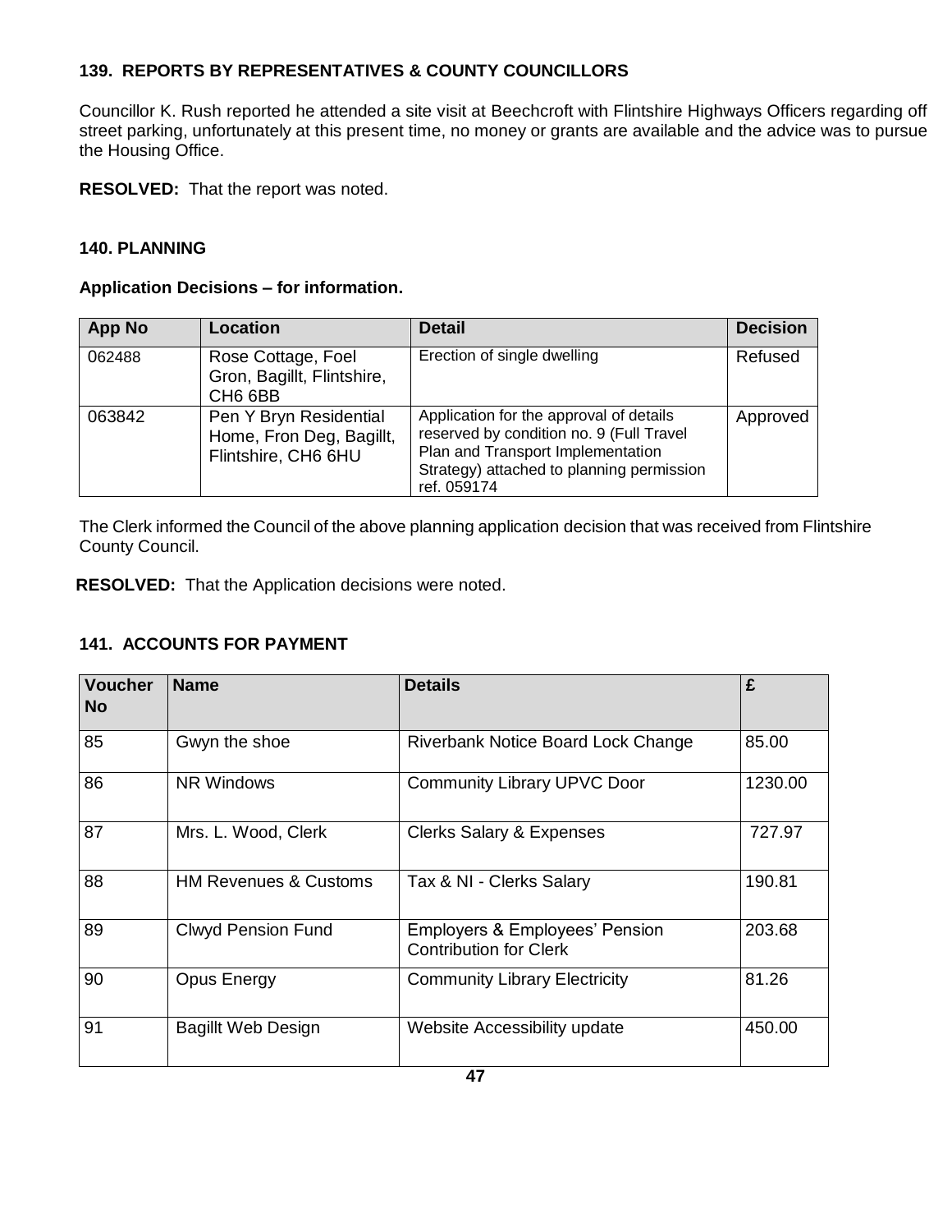### 139. REPORTS BY REPRESENTATIVES & COUNTY COUNCILLORS

Councillor K. Rush reported he attended a site visit at Beechcroft with Flintshire Highways Officers regarding off street parking, unfortunately at this present time, no money or grants are available and the advice was to pursue the Housing Office.

**RESOLVED:** That the report was noted.

### 140. PLANNING

**Application Decisions – for information.**

| App No | Location | Detail | Decision |
|---|---|---|---|
| 062488 | Rose Cottage, Foel Gron, Bagillt, Flintshire, CH6 6BB | Erection of single dwelling | Refused |
| 063842 | Pen Y Bryn Residential Home, Fron Deg, Bagillt, Flintshire, CH6 6HU | Application for the approval of details reserved by condition no. 9 (Full Travel Plan and Transport Implementation Strategy) attached to planning permission ref. 059174 | Approved |

The Clerk informed the Council of the above planning application decision that was received from Flintshire County Council.

**RESOLVED:** That the Application decisions were noted.

### 141. ACCOUNTS FOR PAYMENT

| Voucher No | Name | Details | £ |
|---|---|---|---|
| 85 | Gwyn the shoe | Riverbank Notice Board Lock Change | 85.00 |
| 86 | NR Windows | Community Library UPVC Door | 1230.00 |
| 87 | Mrs. L. Wood, Clerk | Clerks Salary & Expenses | 727.97 |
| 88 | HM Revenues & Customs | Tax & NI - Clerks Salary | 190.81 |
| 89 | Clwyd Pension Fund | Employers & Employees' Pension Contribution for Clerk | 203.68 |
| 90 | Opus Energy | Community Library Electricity | 81.26 |
| 91 | Bagillt Web Design | Website Accessibility update | 450.00 |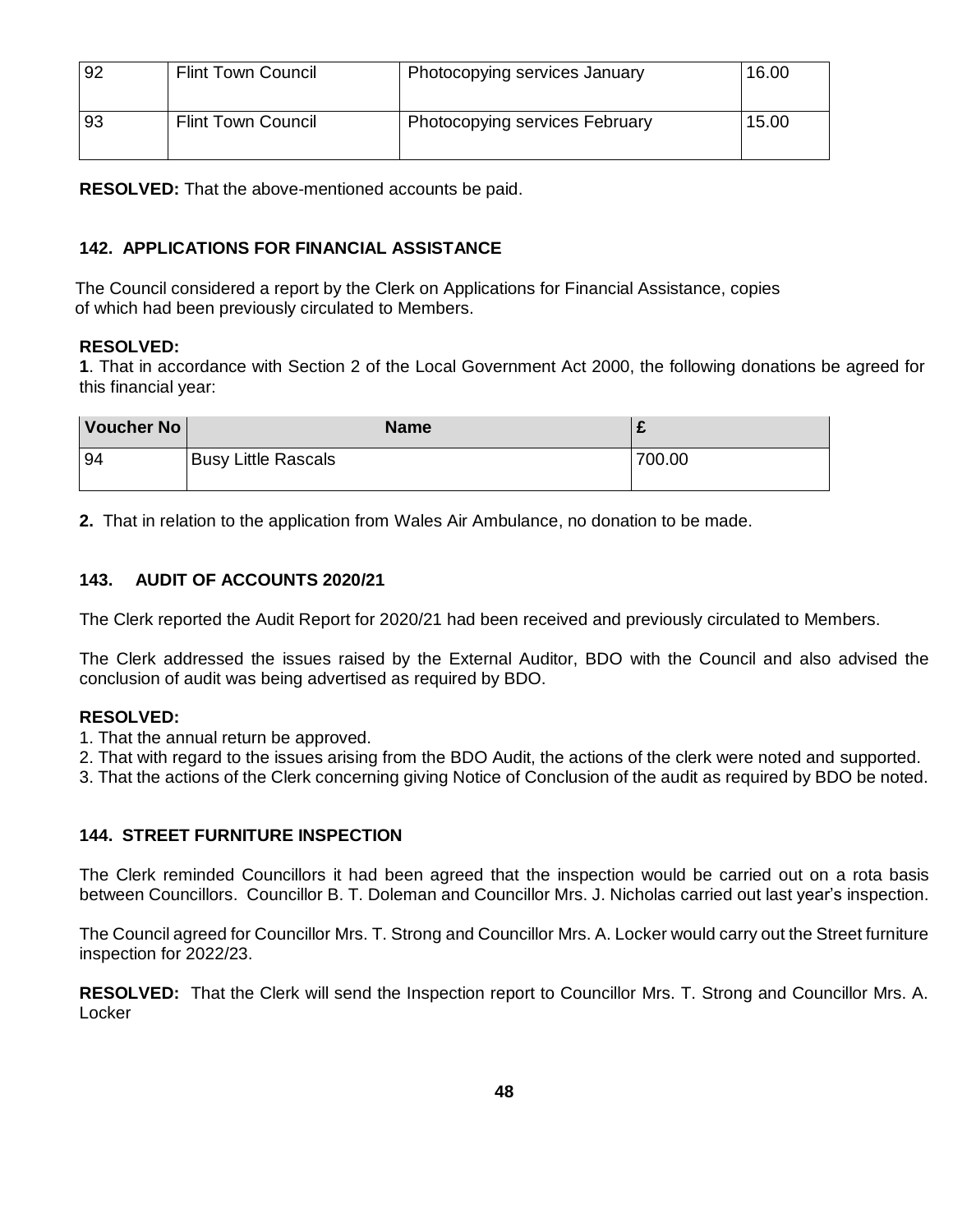| 92 | Flint Town Council | Photocopying services January | 16.00 |
|---|---|---|---|
| 93 | Flint Town Council | Photocopying services February | 15.00 |

**RESOLVED:** That the above-mentioned accounts be paid.

## 142. APPLICATIONS FOR FINANCIAL ASSISTANCE

The Council considered a report by the Clerk on Applications for Financial Assistance, copies of which had been previously circulated to Members.

**RESOLVED:**
**1**. That in accordance with Section 2 of the Local Government Act 2000, the following donations be agreed for this financial year:

| Voucher No | Name | £ |
|---|---|---|
| 94 | Busy Little Rascals | 700.00 |

**2.** That in relation to the application from Wales Air Ambulance, no donation to be made.

## 143. AUDIT OF ACCOUNTS 2020/21

The Clerk reported the Audit Report for 2020/21 had been received and previously circulated to Members.

The Clerk addressed the issues raised by the External Auditor, BDO with the Council and also advised the conclusion of audit was being advertised as required by BDO.

**RESOLVED:**
1. That the annual return be approved.
2. That with regard to the issues arising from the BDO Audit, the actions of the clerk were noted and supported.
3. That the actions of the Clerk concerning giving Notice of Conclusion of the audit as required by BDO be noted.

## 144. STREET FURNITURE INSPECTION

The Clerk reminded Councillors it had been agreed that the inspection would be carried out on a rota basis between Councillors. Councillor B. T. Doleman and Councillor Mrs. J. Nicholas carried out last year's inspection.

The Council agreed for Councillor Mrs. T. Strong and Councillor Mrs. A. Locker would carry out the Street furniture inspection for 2022/23.

**RESOLVED:** That the Clerk will send the Inspection report to Councillor Mrs. T. Strong and Councillor Mrs. A. Locker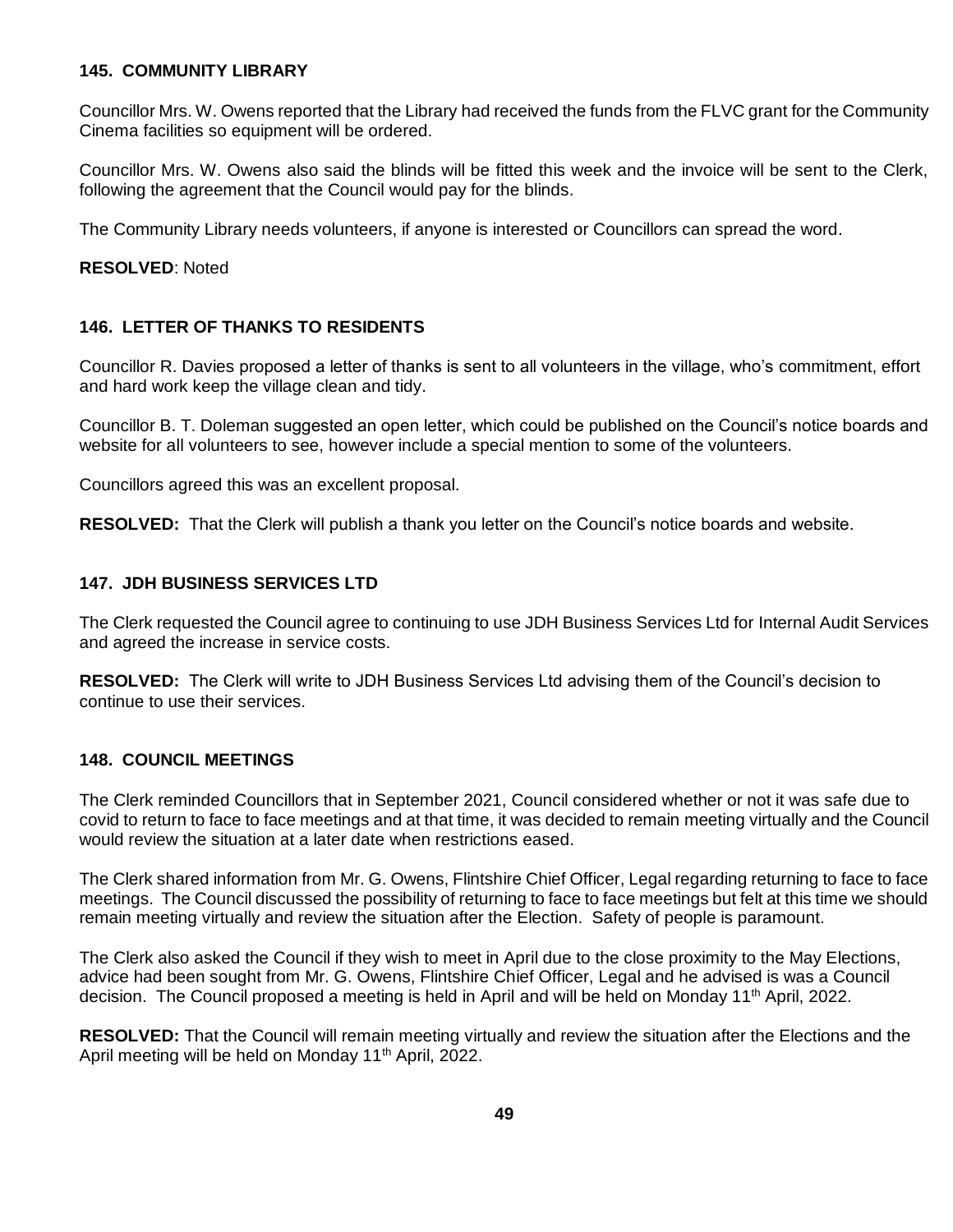### 145. COMMUNITY LIBRARY

Councillor Mrs. W. Owens reported that the Library had received the funds from the FLVC grant for the Community Cinema facilities so equipment will be ordered.

Councillor Mrs. W. Owens also said the blinds will be fitted this week and the invoice will be sent to the Clerk, following the agreement that the Council would pay for the blinds.

The Community Library needs volunteers, if anyone is interested or Councillors can spread the word.

**RESOLVED**: Noted

### 146. LETTER OF THANKS TO RESIDENTS

Councillor R. Davies proposed a letter of thanks is sent to all volunteers in the village, who's commitment, effort and hard work keep the village clean and tidy.

Councillor B. T. Doleman suggested an open letter, which could be published on the Council's notice boards and website for all volunteers to see, however include a special mention to some of the volunteers.

Councillors agreed this was an excellent proposal.

**RESOLVED:** That the Clerk will publish a thank you letter on the Council's notice boards and website.

### 147. JDH BUSINESS SERVICES LTD

The Clerk requested the Council agree to continuing to use JDH Business Services Ltd for Internal Audit Services and agreed the increase in service costs.

**RESOLVED:** The Clerk will write to JDH Business Services Ltd advising them of the Council's decision to continue to use their services.

### 148. COUNCIL MEETINGS

The Clerk reminded Councillors that in September 2021, Council considered whether or not it was safe due to covid to return to face to face meetings and at that time, it was decided to remain meeting virtually and the Council would review the situation at a later date when restrictions eased.

The Clerk shared information from Mr. G. Owens, Flintshire Chief Officer, Legal regarding returning to face to face meetings. The Council discussed the possibility of returning to face to face meetings but felt at this time we should remain meeting virtually and review the situation after the Election. Safety of people is paramount.

The Clerk also asked the Council if they wish to meet in April due to the close proximity to the May Elections, advice had been sought from Mr. G. Owens, Flintshire Chief Officer, Legal and he advised is was a Council decision. The Council proposed a meeting is held in April and will be held on Monday 11th April, 2022.

**RESOLVED:** That the Council will remain meeting virtually and review the situation after the Elections and the April meeting will be held on Monday 11th April, 2022.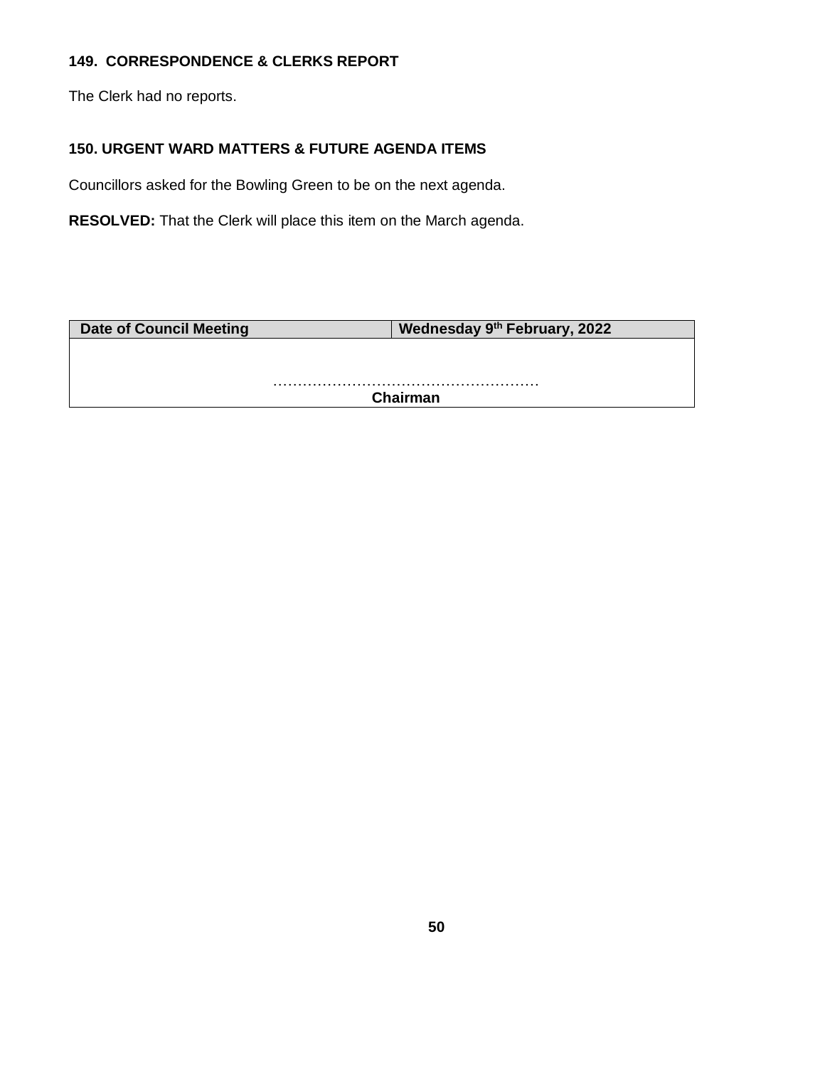### 149. CORRESPONDENCE & CLERKS REPORT

The Clerk had no reports.

### 150. URGENT WARD MATTERS & FUTURE AGENDA ITEMS

Councillors asked for the Bowling Green to be on the next agenda.

**RESOLVED:** That the Clerk will place this item on the March agenda.

| **Date of Council Meeting** | **Wednesday 9th February, 2022** |
|---|---|
| ……………………………………………… **Chairman** | |